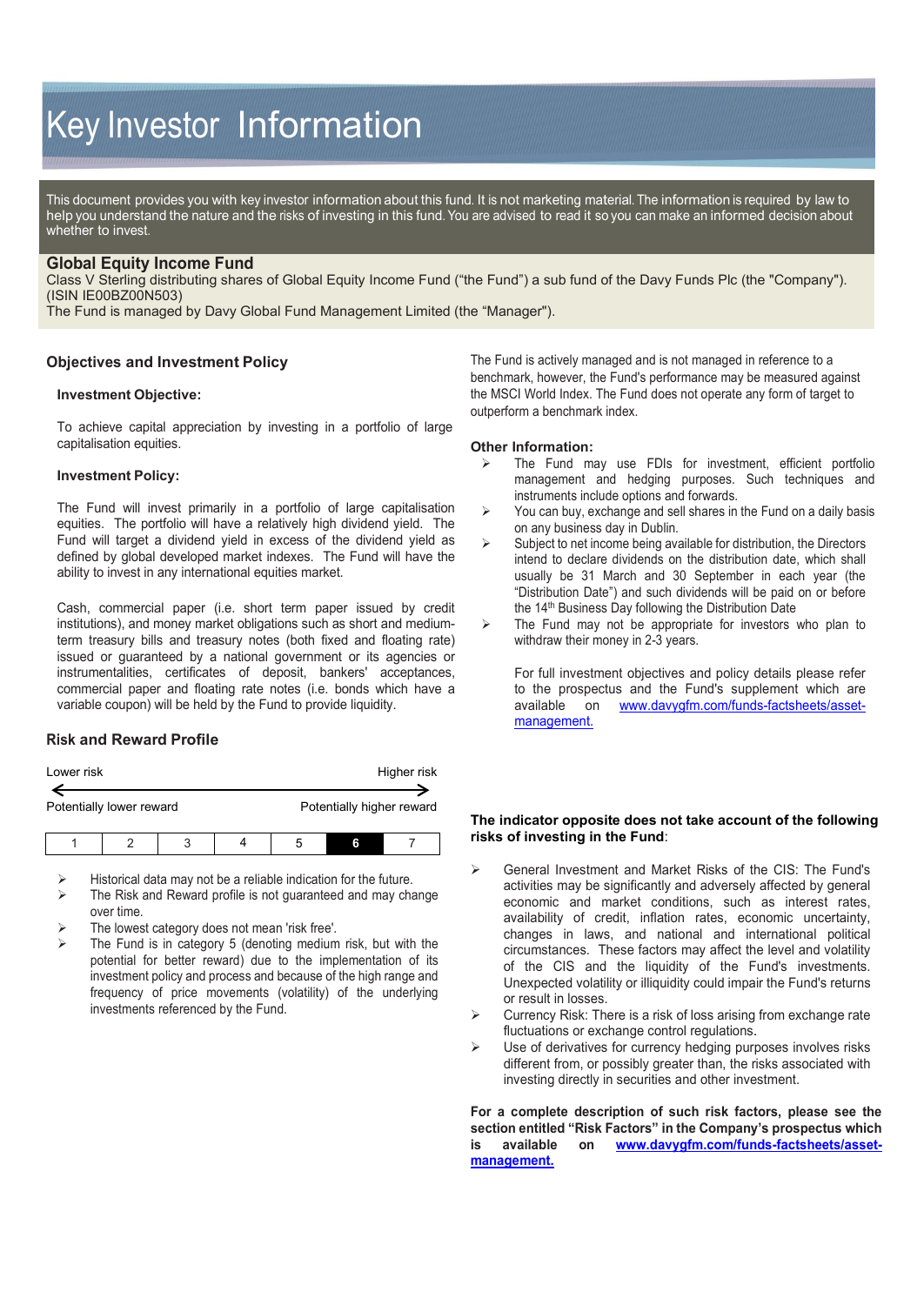# Key Investor Information

This document provides you with key investor information about this fund. It is not marketing material. The information is required by law to help you understand the nature and the risks of investing in this fund. You are advised to read it so you can make an informed decision about whether to invest.

## Global Equity Income Fund

Class V Sterling distributing shares of Global Equity Income Fund ("the Fund") a sub fund of the Davy Funds Plc (the "Company"). (ISIN IE00BZ00N503)

The Fund is managed by Davy Global Fund Management Limited (the "Manager").

### Objectives and Investment Policy

**Investment Objective:**

To achieve capital appreciation by investing in a portfolio of large capitalisation equities.

**Investment Policy:**

The Fund will invest primarily in a portfolio of large capitalisation equities. The portfolio will have a relatively high dividend yield. The Fund will target a dividend yield in excess of the dividend yield as defined by global developed market indexes. The Fund will have the ability to invest in any international equities market.

Cash, commercial paper (i.e. short term paper issued by credit institutions), and money market obligations such as short and medium-term treasury bills and treasury notes (both fixed and floating rate) issued or guaranteed by a national government or its agencies or instrumentalities, certificates of deposit, bankers' acceptances, commercial paper and floating rate notes (i.e. bonds which have a variable coupon) will be held by the Fund to provide liquidity.

The Fund is actively managed and is not managed in reference to a benchmark, however, the Fund's performance may be measured against the MSCI World Index. The Fund does not operate any form of target to outperform a benchmark index.

**Other Information:**

- The Fund may use FDIs for investment, efficient portfolio management and hedging purposes. Such techniques and instruments include options and forwards.
- You can buy, exchange and sell shares in the Fund on a daily basis on any business day in Dublin.
- Subject to net income being available for distribution, the Directors intend to declare dividends on the distribution date, which shall usually be 31 March and 30 September in each year (the "Distribution Date") and such dividends will be paid on or before the 14th Business Day following the Distribution Date
- The Fund may not be appropriate for investors who plan to withdraw their money in 2-3 years.

  For full investment objectives and policy details please refer to the prospectus and the Fund's supplement which are available on www.davygfm.com/funds-factsheets/asset-management.

### Risk and Reward Profile

Lower risk ← → Higher risk

Potentially lower reward — Potentially higher reward

| 1 | 2 | 3 | 4 | 5 | **6** | 7 |
|---|---|---|---|---|---|---|

- Historical data may not be a reliable indication for the future.
- The Risk and Reward profile is not guaranteed and may change over time.
- The lowest category does not mean 'risk free'.
- The Fund is in category 5 (denoting medium risk, but with the potential for better reward) due to the implementation of its investment policy and process and because of the high range and frequency of price movements (volatility) of the underlying investments referenced by the Fund.

**The indicator opposite does not take account of the following risks of investing in the Fund**:

- General Investment and Market Risks of the CIS: The Fund's activities may be significantly and adversely affected by general economic and market conditions, such as interest rates, availability of credit, inflation rates, economic uncertainty, changes in laws, and national and international political circumstances. These factors may affect the level and volatility of the CIS and the liquidity of the Fund's investments. Unexpected volatility or illiquidity could impair the Fund's returns or result in losses.
- Currency Risk: There is a risk of loss arising from exchange rate fluctuations or exchange control regulations.
- Use of derivatives for currency hedging purposes involves risks different from, or possibly greater than, the risks associated with investing directly in securities and other investment.

**For a complete description of such risk factors, please see the section entitled "Risk Factors" in the Company's prospectus which is available on www.davygfm.com/funds-factsheets/asset-management.**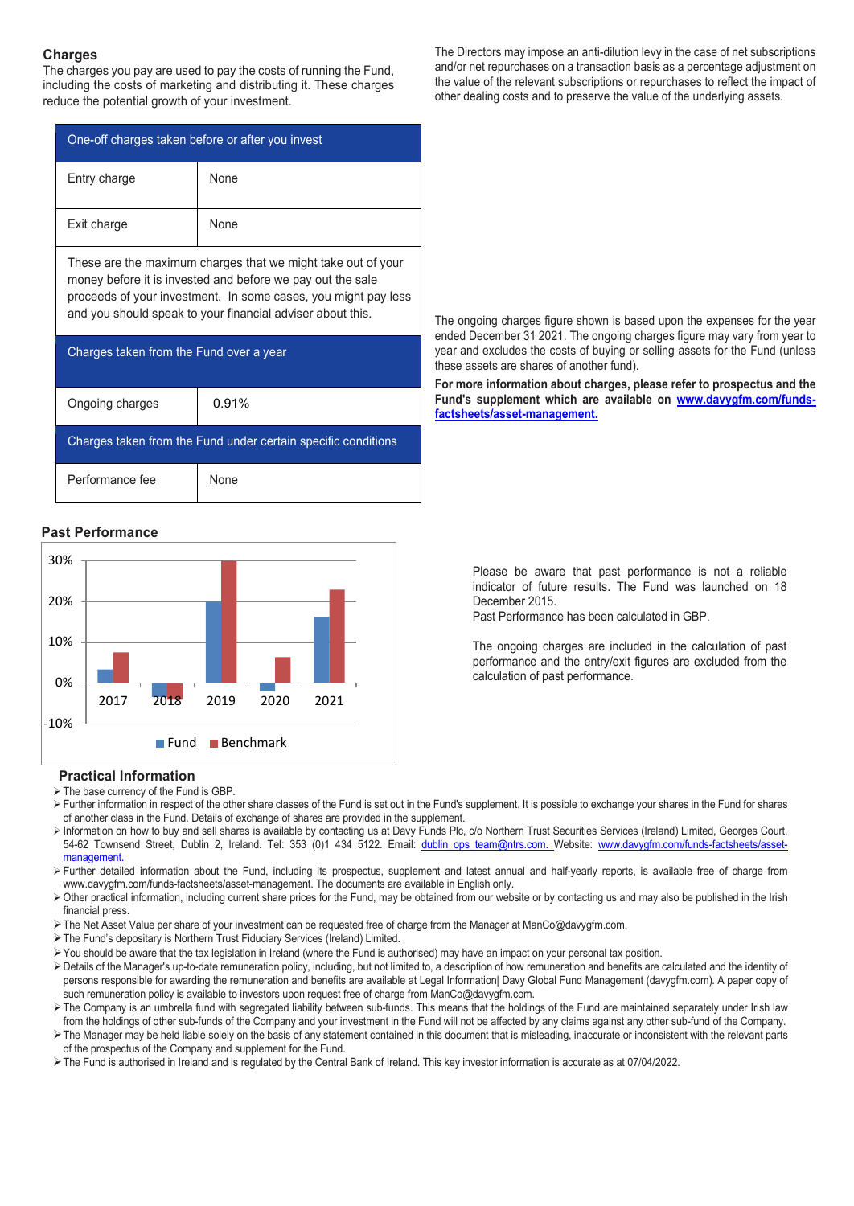## Charges

The charges you pay are used to pay the costs of running the Fund, including the costs of marketing and distributing it. These charges reduce the potential growth of your investment.

| One-off charges taken before or after you invest | |
|---|---|
| Entry charge | None |
| Exit charge | None |
| These are the maximum charges that we might take out of your money before it is invested and before we pay out the sale proceeds of your investment. In some cases, you might pay less and you should speak to your financial adviser about this. | |
| **Charges taken from the Fund over a year** | |
| Ongoing charges | 0.91% |
| **Charges taken from the Fund under certain specific conditions** | |
| Performance fee | None |

The Directors may impose an anti-dilution levy in the case of net subscriptions and/or net repurchases on a transaction basis as a percentage adjustment on the value of the relevant subscriptions or repurchases to reflect the impact of other dealing costs and to preserve the value of the underlying assets.

The ongoing charges figure shown is based upon the expenses for the year ended December 31 2021. The ongoing charges figure may vary from year to year and excludes the costs of buying or selling assets for the Fund (unless these assets are shares of another fund).

**For more information about charges, please refer to prospectus and the Fund's supplement which are available on www.davygfm.com/funds-factsheets/asset-management.**

## Past Performance

30%
20%
10%
0%
-10%
2017
2018
2019
2020
2021
Fund
Benchmark

Please be aware that past performance is not a reliable indicator of future results. The Fund was launched on 18 December 2015.
Past Performance has been calculated in GBP.

The ongoing charges are included in the calculation of past performance and the entry/exit figures are excluded from the calculation of past performance.

## Practical Information

- The base currency of the Fund is GBP.
- Further information in respect of the other share classes of the Fund is set out in the Fund's supplement. It is possible to exchange your shares in the Fund for shares of another class in the Fund. Details of exchange of shares are provided in the supplement.
- Information on how to buy and sell shares is available by contacting us at Davy Funds Plc, c/o Northern Trust Securities Services (Ireland) Limited, Georges Court, 54-62 Townsend Street, Dublin 2, Ireland. Tel: 353 (0)1 434 5122. Email: dublin_ops_team@ntrs.com. Website: www.davygfm.com/funds-factsheets/asset-management.
- Further detailed information about the Fund, including its prospectus, supplement and latest annual and half-yearly reports, is available free of charge from www.davygfm.com/funds-factsheets/asset-management. The documents are available in English only.
- Other practical information, including current share prices for the Fund, may be obtained from our website or by contacting us and may also be published in the Irish financial press.
- The Net Asset Value per share of your investment can be requested free of charge from the Manager at ManCo@davygfm.com.
- The Fund's depositary is Northern Trust Fiduciary Services (Ireland) Limited.
- You should be aware that the tax legislation in Ireland (where the Fund is authorised) may have an impact on your personal tax position.
- Details of the Manager's up-to-date remuneration policy, including, but not limited to, a description of how remuneration and benefits are calculated and the identity of persons responsible for awarding the remuneration and benefits are available at Legal Information| Davy Global Fund Management (davygfm.com). A paper copy of such remuneration policy is available to investors upon request free of charge from ManCo@davygfm.com.
- The Company is an umbrella fund with segregated liability between sub-funds. This means that the holdings of the Fund are maintained separately under Irish law from the holdings of other sub-funds of the Company and your investment in the Fund will not be affected by any claims against any other sub-fund of the Company.
- The Manager may be held liable solely on the basis of any statement contained in this document that is misleading, inaccurate or inconsistent with the relevant parts of the prospectus of the Company and supplement for the Fund.
- The Fund is authorised in Ireland and is regulated by the Central Bank of Ireland. This key investor information is accurate as at 07/04/2022.